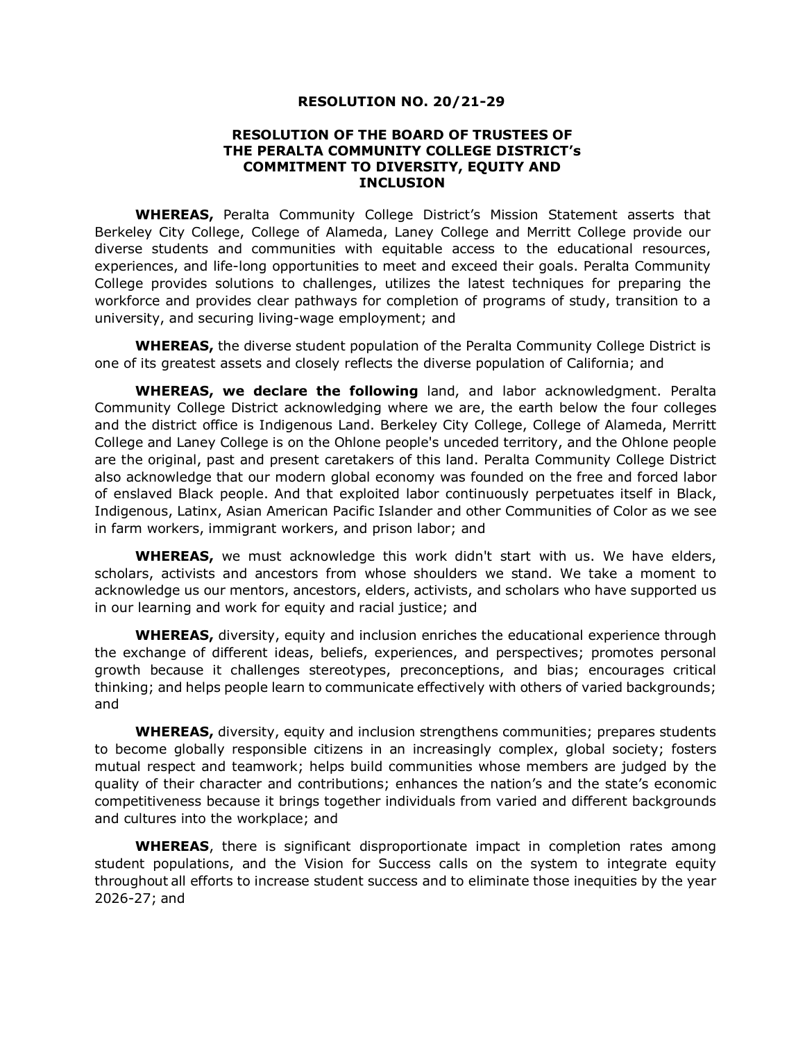**RESOLUTION NO. 20/21-29**

**RESOLUTION OF THE BOARD OF TRUSTEES OF THE PERALTA COMMUNITY COLLEGE DISTRICT's COMMITMENT TO DIVERSITY, EQUITY AND INCLUSION**

**WHEREAS,** Peralta Community College District's Mission Statement asserts that Berkeley City College, College of Alameda, Laney College and Merritt College provide our diverse students and communities with equitable access to the educational resources, experiences, and life-long opportunities to meet and exceed their goals. Peralta Community College provides solutions to challenges, utilizes the latest techniques for preparing the workforce and provides clear pathways for completion of programs of study, transition to a university, and securing living-wage employment; and

**WHEREAS,** the diverse student population of the Peralta Community College District is one of its greatest assets and closely reflects the diverse population of California; and

**WHEREAS, we declare the following** land, and labor acknowledgment. Peralta Community College District acknowledging where we are, the earth below the four colleges and the district office is Indigenous Land. Berkeley City College, College of Alameda, Merritt College and Laney College is on the Ohlone people's unceded territory, and the Ohlone people are the original, past and present caretakers of this land. Peralta Community College District also acknowledge that our modern global economy was founded on the free and forced labor of enslaved Black people. And that exploited labor continuously perpetuates itself in Black, Indigenous, Latinx, Asian American Pacific Islander and other Communities of Color as we see in farm workers, immigrant workers, and prison labor; and

**WHEREAS,** we must acknowledge this work didn't start with us. We have elders, scholars, activists and ancestors from whose shoulders we stand. We take a moment to acknowledge us our mentors, ancestors, elders, activists, and scholars who have supported us in our learning and work for equity and racial justice; and

**WHEREAS,** diversity, equity and inclusion enriches the educational experience through the exchange of different ideas, beliefs, experiences, and perspectives; promotes personal growth because it challenges stereotypes, preconceptions, and bias; encourages critical thinking; and helps people learn to communicate effectively with others of varied backgrounds; and

**WHEREAS,** diversity, equity and inclusion strengthens communities; prepares students to become globally responsible citizens in an increasingly complex, global society; fosters mutual respect and teamwork; helps build communities whose members are judged by the quality of their character and contributions; enhances the nation's and the state's economic competitiveness because it brings together individuals from varied and different backgrounds and cultures into the workplace; and

**WHEREAS**, there is significant disproportionate impact in completion rates among student populations, and the Vision for Success calls on the system to integrate equity throughout all efforts to increase student success and to eliminate those inequities by the year 2026-27; and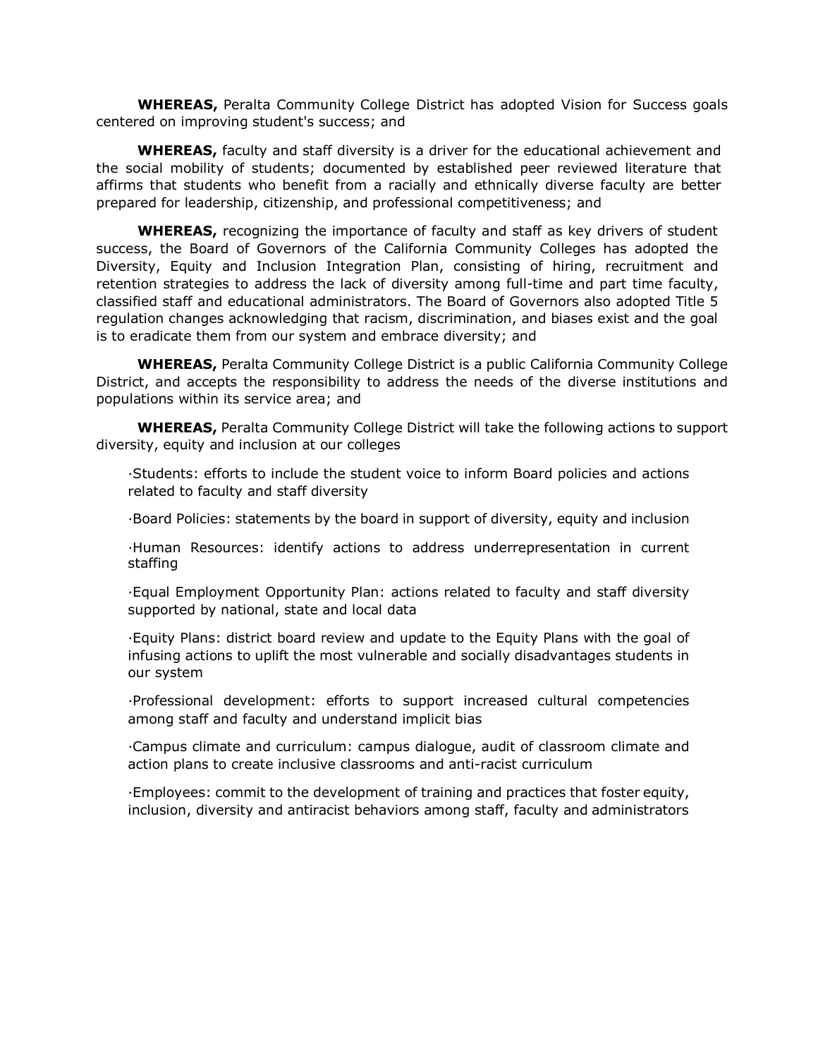**WHEREAS,** Peralta Community College District has adopted Vision for Success goals centered on improving student's success; and

**WHEREAS,** faculty and staff diversity is a driver for the educational achievement and the social mobility of students; documented by established peer reviewed literature that affirms that students who benefit from a racially and ethnically diverse faculty are better prepared for leadership, citizenship, and professional competitiveness; and

**WHEREAS,** recognizing the importance of faculty and staff as key drivers of student success, the Board of Governors of the California Community Colleges has adopted the Diversity, Equity and Inclusion Integration Plan, consisting of hiring, recruitment and retention strategies to address the lack of diversity among full-time and part time faculty, classified staff and educational administrators. The Board of Governors also adopted Title 5 regulation changes acknowledging that racism, discrimination, and biases exist and the goal is to eradicate them from our system and embrace diversity; and

**WHEREAS,** Peralta Community College District is a public California Community College District, and accepts the responsibility to address the needs of the diverse institutions and populations within its service area; and

**WHEREAS,** Peralta Community College District will take the following actions to support diversity, equity and inclusion at our colleges

- Students: efforts to include the student voice to inform Board policies and actions related to faculty and staff diversity
- Board Policies: statements by the board in support of diversity, equity and inclusion
- Human Resources: identify actions to address underrepresentation in current staffing
- Equal Employment Opportunity Plan: actions related to faculty and staff diversity supported by national, state and local data
- Equity Plans: district board review and update to the Equity Plans with the goal of infusing actions to uplift the most vulnerable and socially disadvantages students in our system
- Professional development: efforts to support increased cultural competencies among staff and faculty and understand implicit bias
- Campus climate and curriculum: campus dialogue, audit of classroom climate and action plans to create inclusive classrooms and anti-racist curriculum
- Employees: commit to the development of training and practices that foster equity, inclusion, diversity and antiracist behaviors among staff, faculty and administrators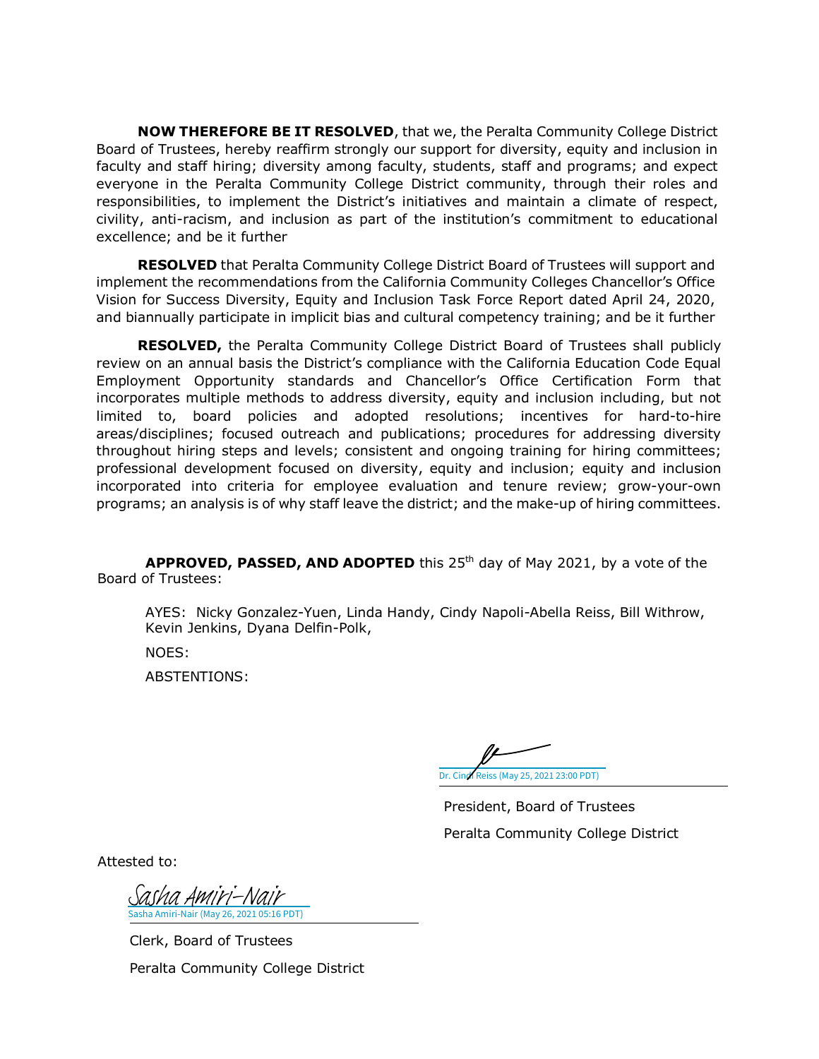**NOW THEREFORE BE IT RESOLVED**, that we, the Peralta Community College District Board of Trustees, hereby reaffirm strongly our support for diversity, equity and inclusion in faculty and staff hiring; diversity among faculty, students, staff and programs; and expect everyone in the Peralta Community College District community, through their roles and responsibilities, to implement the District's initiatives and maintain a climate of respect, civility, anti-racism, and inclusion as part of the institution's commitment to educational excellence; and be it further

**RESOLVED** that Peralta Community College District Board of Trustees will support and implement the recommendations from the California Community Colleges Chancellor's Office Vision for Success Diversity, Equity and Inclusion Task Force Report dated April 24, 2020, and biannually participate in implicit bias and cultural competency training; and be it further

**RESOLVED,** the Peralta Community College District Board of Trustees shall publicly review on an annual basis the District's compliance with the California Education Code Equal Employment Opportunity standards and Chancellor's Office Certification Form that incorporates multiple methods to address diversity, equity and inclusion including, but not limited to, board policies and adopted resolutions; incentives for hard-to-hire areas/disciplines; focused outreach and publications; procedures for addressing diversity throughout hiring steps and levels; consistent and ongoing training for hiring committees; professional development focused on diversity, equity and inclusion; equity and inclusion incorporated into criteria for employee evaluation and tenure review; grow-your-own programs; an analysis is of why staff leave the district; and the make-up of hiring committees.

**APPROVED, PASSED, AND ADOPTED** this 25th day of May 2021, by a vote of the Board of Trustees:

AYES: Nicky Gonzalez-Yuen, Linda Handy, Cindy Napoli-Abella Reiss, Bill Withrow, Kevin Jenkins, Dyana Delfin-Polk,

NOES:

ABSTENTIONS:

Dr. Cindi Reiss (May 25, 2021 23:00 PDT)

President, Board of Trustees

Peralta Community College District

Attested to:

Sasha Amiri-Nair

Sasha Amiri-Nair (May 26, 2021 05:16 PDT)

Clerk, Board of Trustees

Peralta Community College District